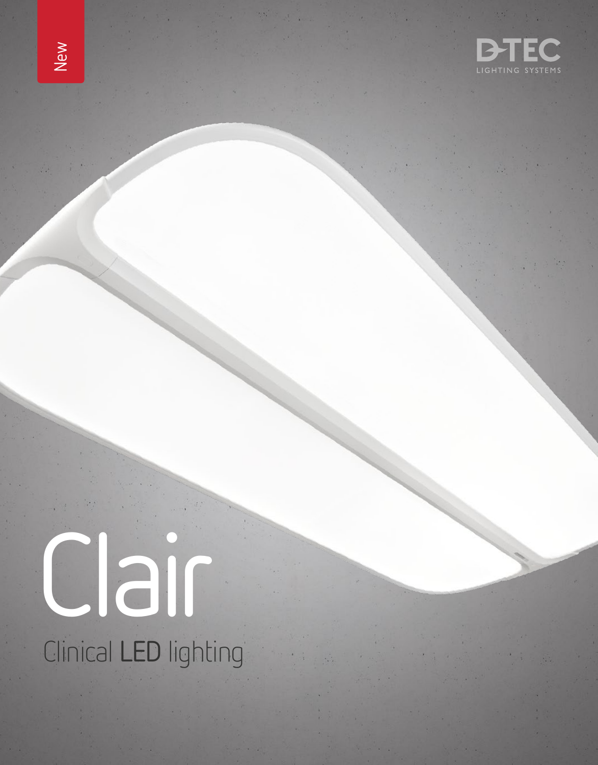New

D-TEC
LIGHTING SYSTEMS

# Clair

## Clinical **LED** lighting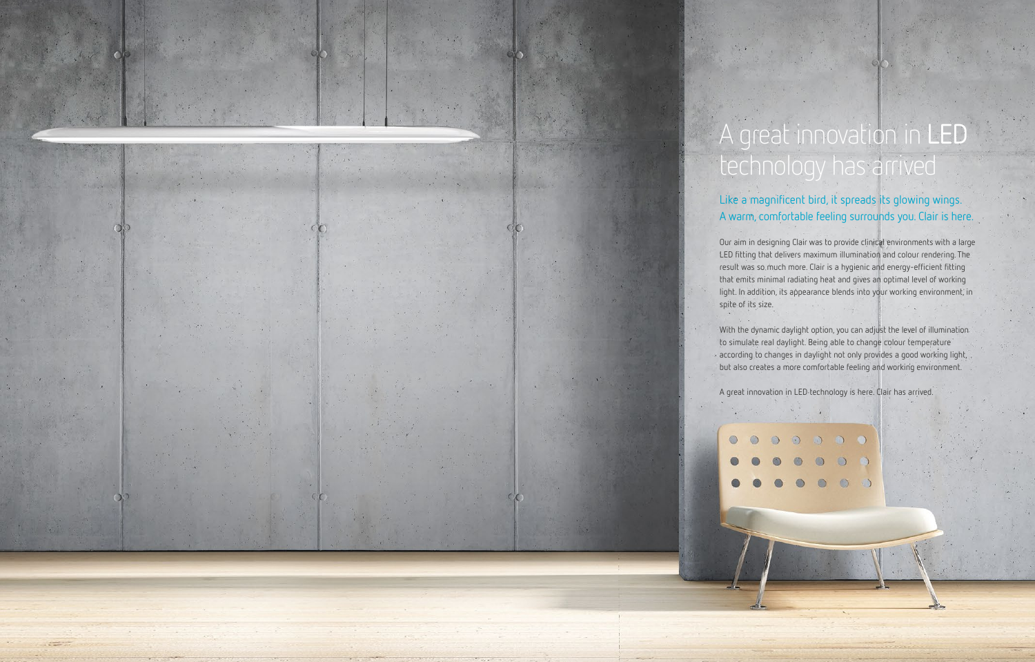# A great innovation in **LED** technology has arrived

## Like a magnificent bird, it spreads its glowing wings. A warm, comfortable feeling surrounds you. Clair is here.

Our aim in designing Clair was to provide clinical environments with a large LED fitting that delivers maximum illumination and colour rendering. The result was so much more. Clair is a hygienic and energy-efficient fitting that emits minimal radiating heat and gives an optimal level of working light. In addition, its appearance blends into your working environment, in spite of its size.

With the dynamic daylight option, you can adjust the level of illumination to simulate real daylight. Being able to change colour temperature according to changes in daylight not only provides a good working light, but also creates a more comfortable feeling and working environment.

A great innovation in LED technology is here. Clair has arrived.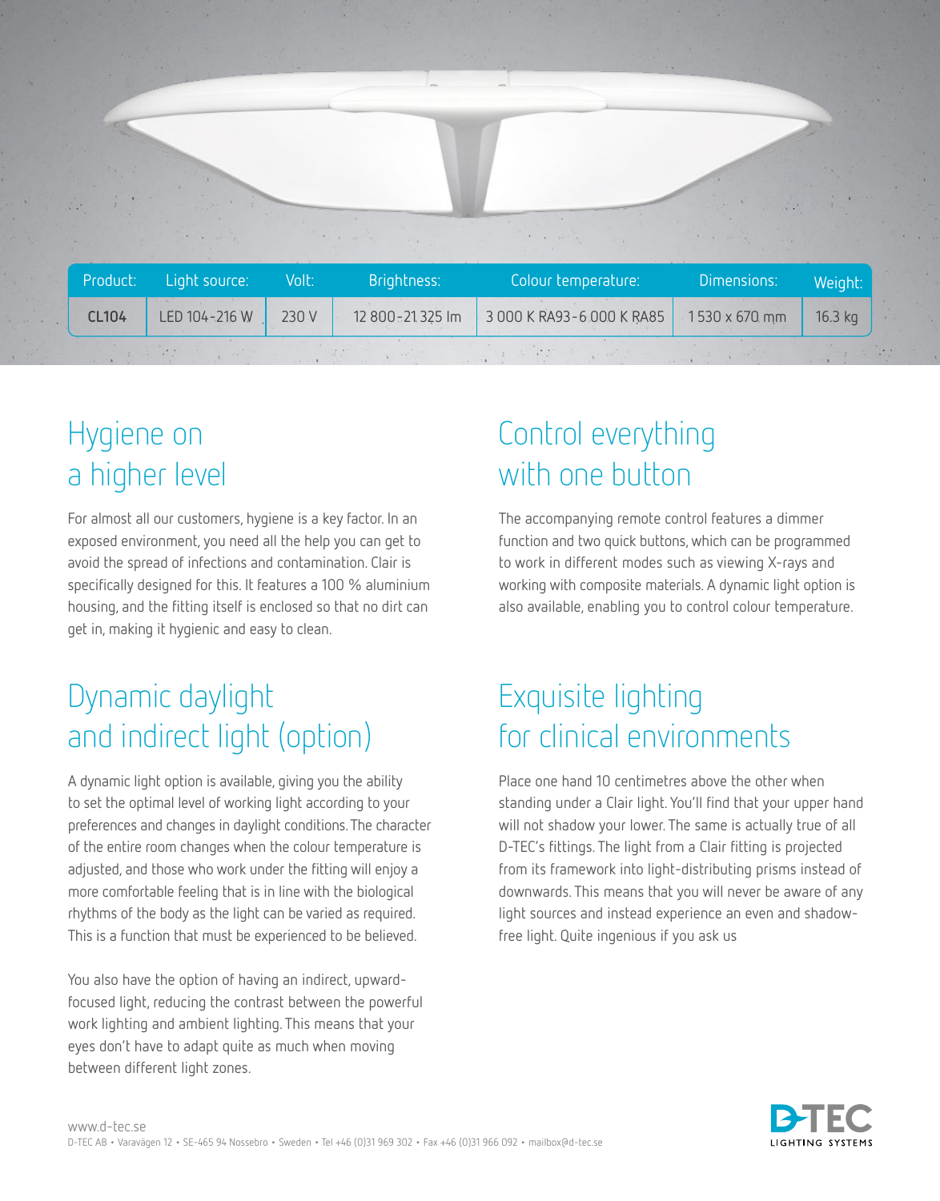| Product: | Light source: | Volt: | Brightness: | Colour temperature: | Dimensions: | Weight: |
|---|---|---|---|---|---|---|
| **CL104** | LED 104-216 W | 230 V | 12 800-21 325 lm | 3 000 K RA93-6 000 K RA85 | 1 530 x 670 mm | 16.3 kg |

## Hygiene on a higher level

For almost all our customers, hygiene is a key factor. In an exposed environment, you need all the help you can get to avoid the spread of infections and contamination. Clair is specifically designed for this. It features a 100 % aluminium housing, and the fitting itself is enclosed so that no dirt can get in, making it hygienic and easy to clean.

## Dynamic daylight and indirect light (option)

A dynamic light option is available, giving you the ability to set the optimal level of working light according to your preferences and changes in daylight conditions. The character of the entire room changes when the colour temperature is adjusted, and those who work under the fitting will enjoy a more comfortable feeling that is in line with the biological rhythms of the body as the light can be varied as required. This is a function that must be experienced to be believed.

You also have the option of having an indirect, upward-focused light, reducing the contrast between the powerful work lighting and ambient lighting. This means that your eyes don't have to adapt quite as much when moving between different light zones.

## Control everything with one button

The accompanying remote control features a dimmer function and two quick buttons, which can be programmed to work in different modes such as viewing X-rays and working with composite materials. A dynamic light option is also available, enabling you to control colour temperature.

## Exquisite lighting for clinical environments

Place one hand 10 centimetres above the other when standing under a Clair light. You'll find that your upper hand will not shadow your lower. The same is actually true of all D-TEC's fittings. The light from a Clair fitting is projected from its framework into light-distributing prisms instead of downwards. This means that you will never be aware of any light sources and instead experience an even and shadow-free light. Quite ingenious if you ask us

www.d-tec.se
D-TEC AB • Varavägen 12 • SE-465 94 Nossebro • Sweden • Tel +46 (0)31 969 302 • Fax +46 (0)31 966 092 • mailbox@d-tec.se

D-TEC LIGHTING SYSTEMS